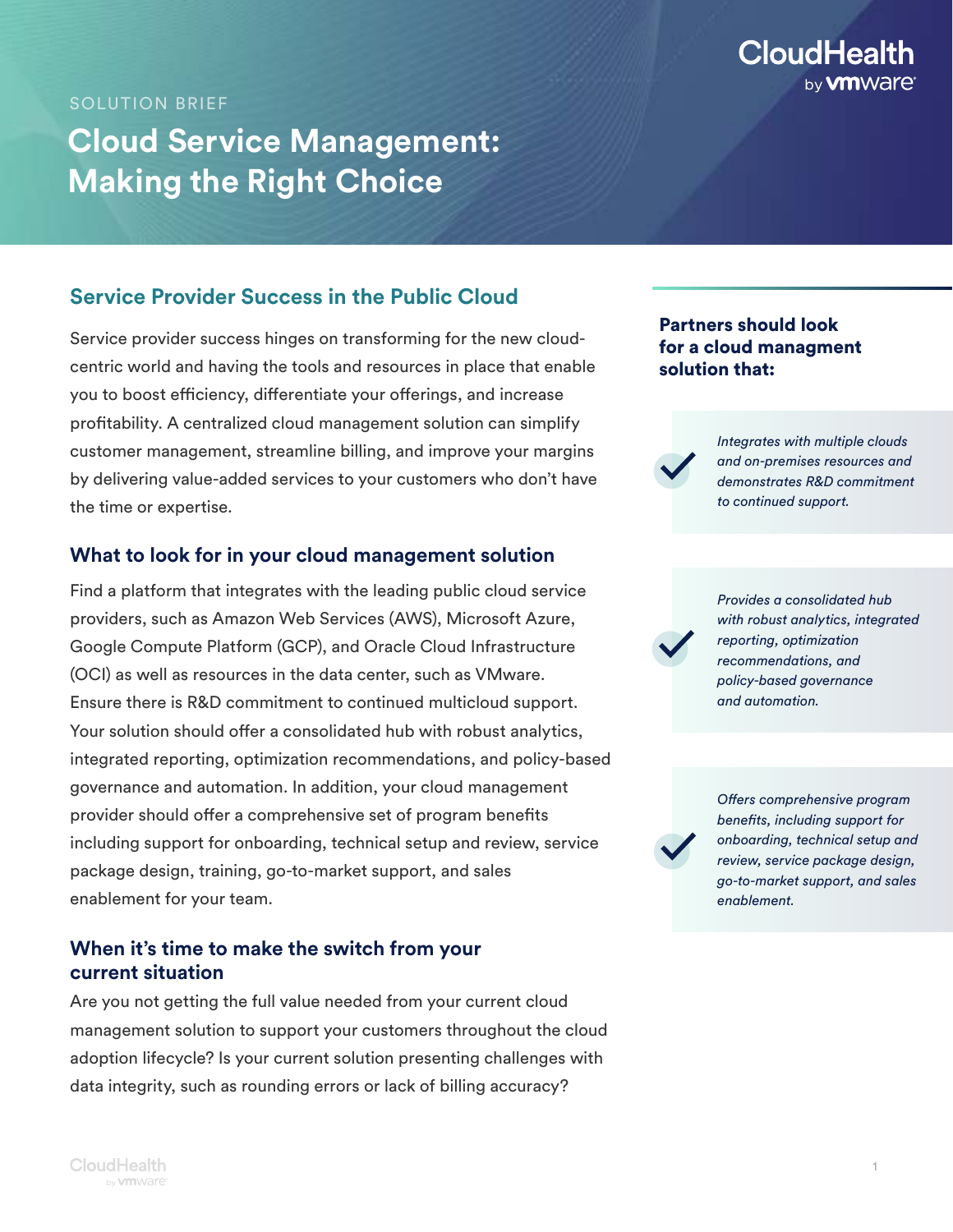SOLUTION BRIEF

# Cloud Service Management: Making the Right Choice

## Service Provider Success in the Public Cloud

Service provider success hinges on transforming for the new cloud-centric world and having the tools and resources in place that enable you to boost efficiency, differentiate your offerings, and increase profitability. A centralized cloud management solution can simplify customer management, streamline billing, and improve your margins by delivering value-added services to your customers who don't have the time or expertise.

### What to look for in your cloud management solution

Find a platform that integrates with the leading public cloud service providers, such as Amazon Web Services (AWS), Microsoft Azure, Google Compute Platform (GCP), and Oracle Cloud Infrastructure (OCI) as well as resources in the data center, such as VMware. Ensure there is R&D commitment to continued multicloud support. Your solution should offer a consolidated hub with robust analytics, integrated reporting, optimization recommendations, and policy-based governance and automation. In addition, your cloud management provider should offer a comprehensive set of program benefits including support for onboarding, technical setup and review, service package design, training, go-to-market support, and sales enablement for your team.

### When it's time to make the switch from your current situation

Are you not getting the full value needed from your current cloud management solution to support your customers throughout the cloud adoption lifecycle? Is your current solution presenting challenges with data integrity, such as rounding errors or lack of billing accuracy?

**Partners should look for a cloud managment solution that:**

- *Integrates with multiple clouds and on-premises resources and demonstrates R&D commitment to continued support.*
- *Provides a consolidated hub with robust analytics, integrated reporting, optimization recommendations, and policy-based governance and automation.*
- *Offers comprehensive program benefits, including support for onboarding, technical setup and review, service package design, go-to-market support, and sales enablement.*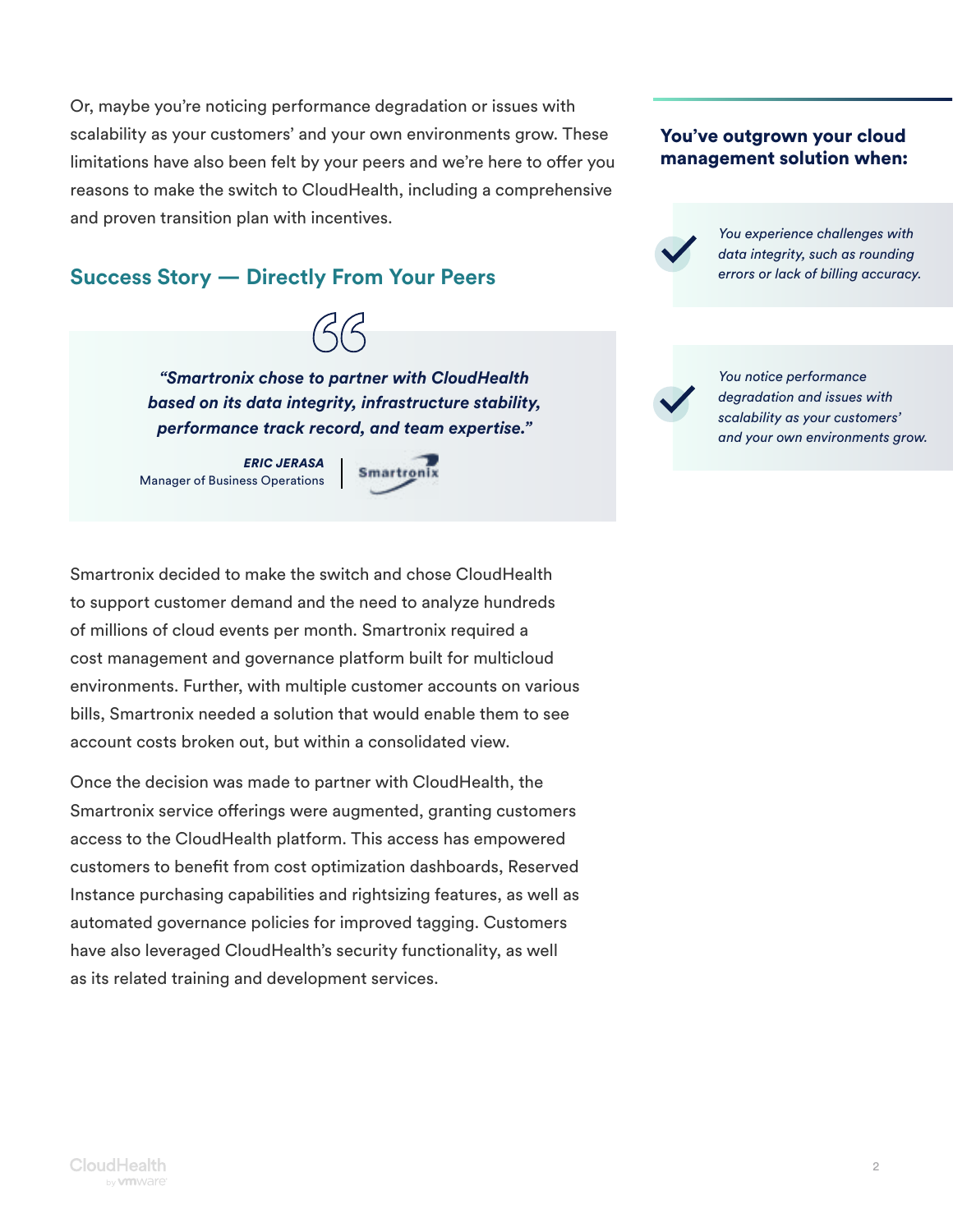Or, maybe you're noticing performance degradation or issues with scalability as your customers' and your own environments grow. These limitations have also been felt by your peers and we're here to offer you reasons to make the switch to CloudHealth, including a comprehensive and proven transition plan with incentives.

## Success Story — Directly From Your Peers

> ***"Smartronix chose to partner with CloudHealth based on its data integrity, infrastructure stability, performance track record, and team expertise."***
>
> ***ERIC JERASA***
> Manager of Business Operations | Smartronix

Smartronix decided to make the switch and chose CloudHealth to support customer demand and the need to analyze hundreds of millions of cloud events per month. Smartronix required a cost management and governance platform built for multicloud environments. Further, with multiple customer accounts on various bills, Smartronix needed a solution that would enable them to see account costs broken out, but within a consolidated view.

Once the decision was made to partner with CloudHealth, the Smartronix service offerings were augmented, granting customers access to the CloudHealth platform. This access has empowered customers to benefit from cost optimization dashboards, Reserved Instance purchasing capabilities and rightsizing features, as well as automated governance policies for improved tagging. Customers have also leveraged CloudHealth's security functionality, as well as its related training and development services.

### You've outgrown your cloud management solution when:

- *You experience challenges with data integrity, such as rounding errors or lack of billing accuracy.*
- *You notice performance degradation and issues with scalability as your customers' and your own environments grow.*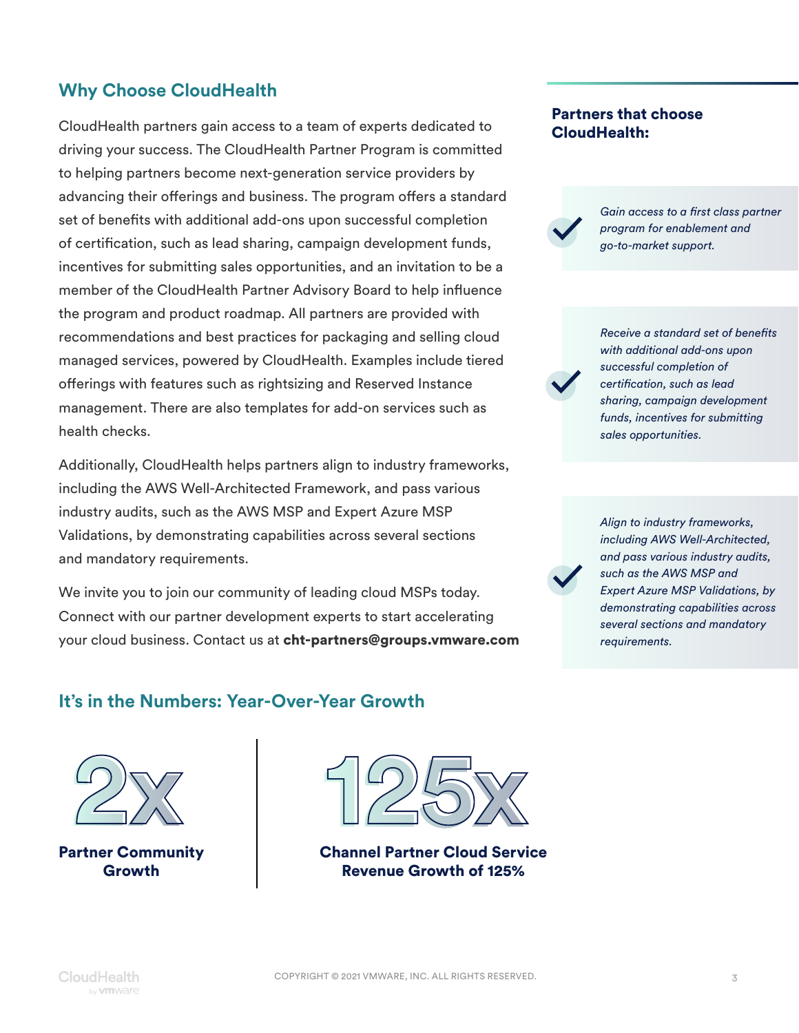## Why Choose CloudHealth

CloudHealth partners gain access to a team of experts dedicated to driving your success. The CloudHealth Partner Program is committed to helping partners become next-generation service providers by advancing their offerings and business. The program offers a standard set of benefits with additional add-ons upon successful completion of certification, such as lead sharing, campaign development funds, incentives for submitting sales opportunities, and an invitation to be a member of the CloudHealth Partner Advisory Board to help influence the program and product roadmap. All partners are provided with recommendations and best practices for packaging and selling cloud managed services, powered by CloudHealth. Examples include tiered offerings with features such as rightsizing and Reserved Instance management. There are also templates for add-on services such as health checks.

Additionally, CloudHealth helps partners align to industry frameworks, including the AWS Well-Architected Framework, and pass various industry audits, such as the AWS MSP and Expert Azure MSP Validations, by demonstrating capabilities across several sections and mandatory requirements.

We invite you to join our community of leading cloud MSPs today. Connect with our partner development experts to start accelerating your cloud business. Contact us at **cht-partners@groups.vmware.com**

### Partners that choose CloudHealth:

- *Gain access to a first class partner program for enablement and go-to-market support.*
- *Receive a standard set of benefits with additional add-ons upon successful completion of certification, such as lead sharing, campaign development funds, incentives for submitting sales opportunities.*
- *Align to industry frameworks, including AWS Well-Architected, and pass various industry audits, such as the AWS MSP and Expert Azure MSP Validations, by demonstrating capabilities across several sections and mandatory requirements.*

## It's in the Numbers: Year-Over-Year Growth

2x

**Partner Community Growth**

125x

**Channel Partner Cloud Service Revenue Growth of 125%**

COPYRIGHT © 2021 VMWARE, INC. ALL RIGHTS RESERVED.